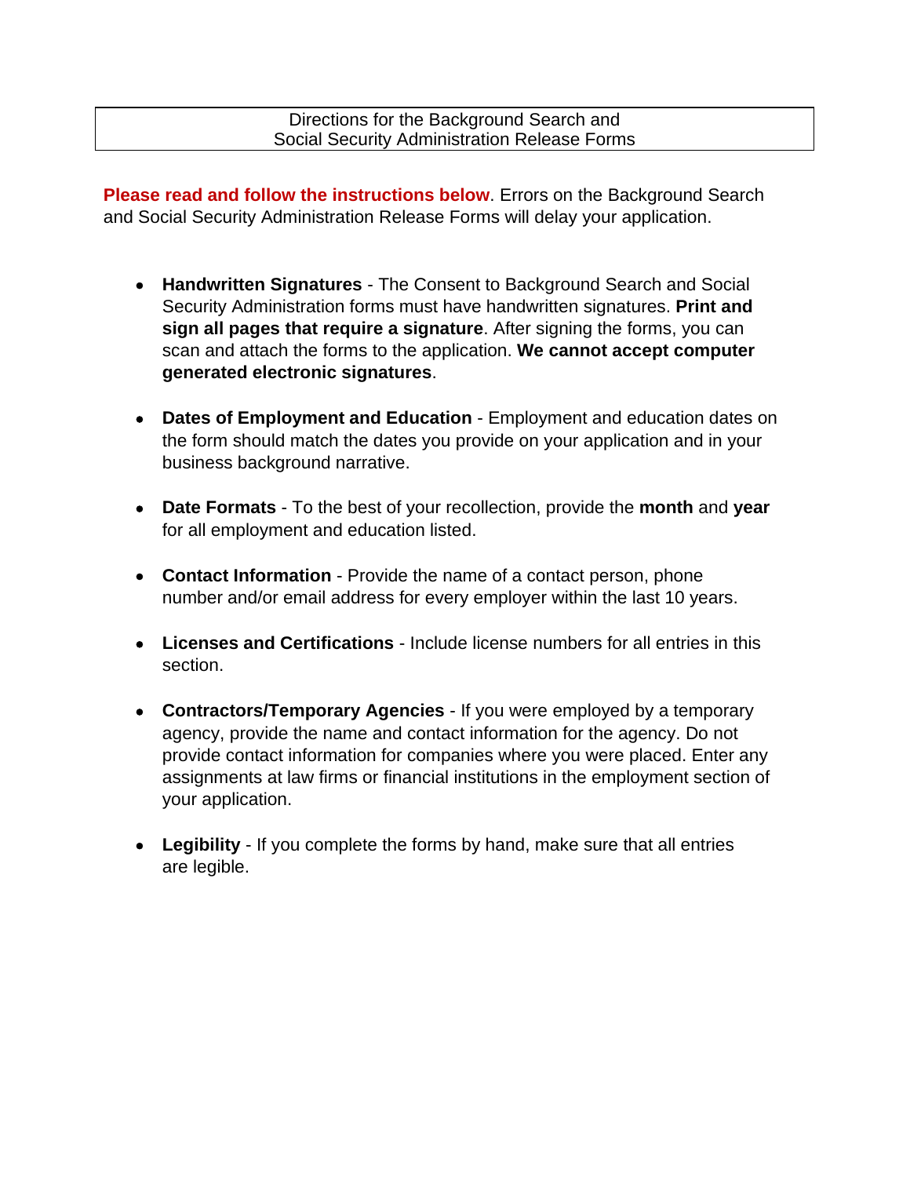# Directions for the Background Search and Social Security Administration Release Forms

**Please read and follow the instructions below**. Errors on the Background Search and Social Security Administration Release Forms will delay your application.

- **Handwritten Signatures** - The Consent to Background Search and Social Security Administration forms must have handwritten signatures. **Print and sign all pages that require a signature**. After signing the forms, you can scan and attach the forms to the application. **We cannot accept computer generated electronic signatures**.

- **Dates of Employment and Education** - Employment and education dates on the form should match the dates you provide on your application and in your business background narrative.

- **Date Formats** - To the best of your recollection, provide the **month** and **year** for all employment and education listed.

- **Contact Information** - Provide the name of a contact person, phone number and/or email address for every employer within the last 10 years.

- **Licenses and Certifications** - Include license numbers for all entries in this section.

- **Contractors/Temporary Agencies** - If you were employed by a temporary agency, provide the name and contact information for the agency. Do not provide contact information for companies where you were placed. Enter any assignments at law firms or financial institutions in the employment section of your application.

- **Legibility** - If you complete the forms by hand, make sure that all entries are legible.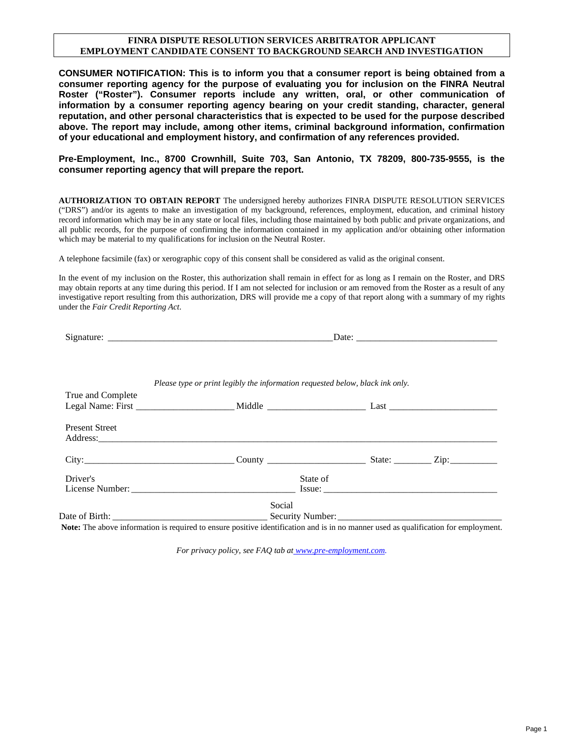**FINRA DISPUTE RESOLUTION SERVICES ARBITRATOR APPLICANT**
**EMPLOYMENT CANDIDATE CONSENT TO BACKGROUND SEARCH AND INVESTIGATION**

**CONSUMER NOTIFICATION: This is to inform you that a consumer report is being obtained from a consumer reporting agency for the purpose of evaluating you for inclusion on the FINRA Neutral Roster ("Roster"). Consumer reports include any written, oral, or other communication of information by a consumer reporting agency bearing on your credit standing, character, general reputation, and other personal characteristics that is expected to be used for the purpose described above. The report may include, among other items, criminal background information, confirmation of your educational and employment history, and confirmation of any references provided.**

**Pre-Employment, Inc., 8700 Crownhill, Suite 703, San Antonio, TX 78209, 800-735-9555, is the consumer reporting agency that will prepare the report.**

**AUTHORIZATION TO OBTAIN REPORT** The undersigned hereby authorizes FINRA DISPUTE RESOLUTION SERVICES ("DRS") and/or its agents to make an investigation of my background, references, employment, education, and criminal history record information which may be in any state or local files, including those maintained by both public and private organizations, and all public records, for the purpose of confirming the information contained in my application and/or obtaining other information which may be material to my qualifications for inclusion on the Neutral Roster.

A telephone facsimile (fax) or xerographic copy of this consent shall be considered as valid as the original consent.

In the event of my inclusion on the Roster, this authorization shall remain in effect for as long as I remain on the Roster, and DRS may obtain reports at any time during this period. If I am not selected for inclusion or am removed from the Roster as a result of any investigative report resulting from this authorization, DRS will provide me a copy of that report along with a summary of my rights under the *Fair Credit Reporting Act*.

Signature: ________________________________________________ Date: ______________________________

*Please type or print legibly the information requested below, black ink only.*

True and Complete Legal Name: First ____________________ Middle ____________________ Last ______________________

Present Street Address: ________________________________________________________________________________

City: ______________________________ County ____________________ State: ________ Zip: __________

Driver's License Number: __________________________________ State of Issue: ____________________________________

Date of Birth: ________________________________ Social Security Number: __________________________________

**Note:** The above information is required to ensure positive identification and is in no manner used as qualification for employment.

*For privacy policy, see FAQ tab at www.pre-employment.com.*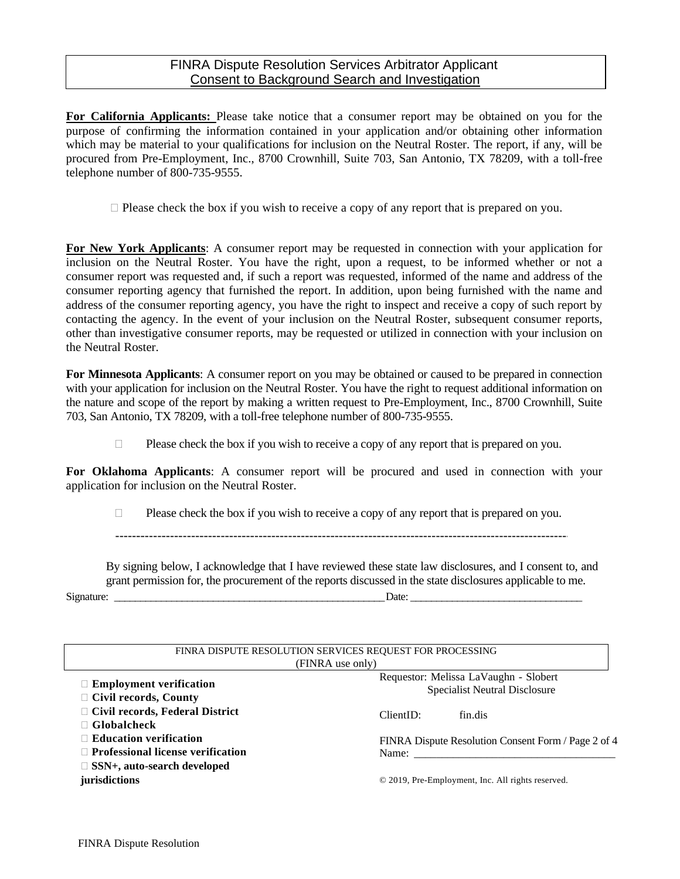# FINRA Dispute Resolution Services Arbitrator Applicant
## Consent to Background Search and Investigation

**For California Applicants:** Please take notice that a consumer report may be obtained on you for the purpose of confirming the information contained in your application and/or obtaining other information which may be material to your qualifications for inclusion on the Neutral Roster. The report, if any, will be procured from Pre-Employment, Inc., 8700 Crownhill, Suite 703, San Antonio, TX 78209, with a toll-free telephone number of 800-735-9555.

☐ Please check the box if you wish to receive a copy of any report that is prepared on you.

**For New York Applicants**: A consumer report may be requested in connection with your application for inclusion on the Neutral Roster. You have the right, upon a request, to be informed whether or not a consumer report was requested and, if such a report was requested, informed of the name and address of the consumer reporting agency that furnished the report. In addition, upon being furnished with the name and address of the consumer reporting agency, you have the right to inspect and receive a copy of such report by contacting the agency. In the event of your inclusion on the Neutral Roster, subsequent consumer reports, other than investigative consumer reports, may be requested or utilized in connection with your inclusion on the Neutral Roster.

**For Minnesota Applicants**: A consumer report on you may be obtained or caused to be prepared in connection with your application for inclusion on the Neutral Roster. You have the right to request additional information on the nature and scope of the report by making a written request to Pre-Employment, Inc., 8700 Crownhill, Suite 703, San Antonio, TX 78209, with a toll-free telephone number of 800-735-9555.

☐ Please check the box if you wish to receive a copy of any report that is prepared on you.

**For Oklahoma Applicants**: A consumer report will be procured and used in connection with your application for inclusion on the Neutral Roster.

☐ Please check the box if you wish to receive a copy of any report that is prepared on you.

---

By signing below, I acknowledge that I have reviewed these state law disclosures, and I consent to, and grant permission for, the procurement of the reports discussed in the state disclosures applicable to me.

Signature: ____________________________________________ Date: ______________________________

FINRA DISPUTE RESOLUTION SERVICES REQUEST FOR PROCESSING
(FINRA use only)

- ☐ **Employment verification**
- ☐ **Civil records, County**
- ☐ **Civil records, Federal District**
- ☐ **Globalcheck**
- ☐ **Education verification**
- ☐ **Professional license verification**
- ☐ **SSN+, auto-search developed jurisdictions**

Requestor: Melissa LaVaughn - Slobert
Specialist Neutral Disclosure

ClientID: fin.dis

FINRA Dispute Resolution Consent Form / Page 2 of 4
Name: ________________________________

© 2019, Pre-Employment, Inc. All rights reserved.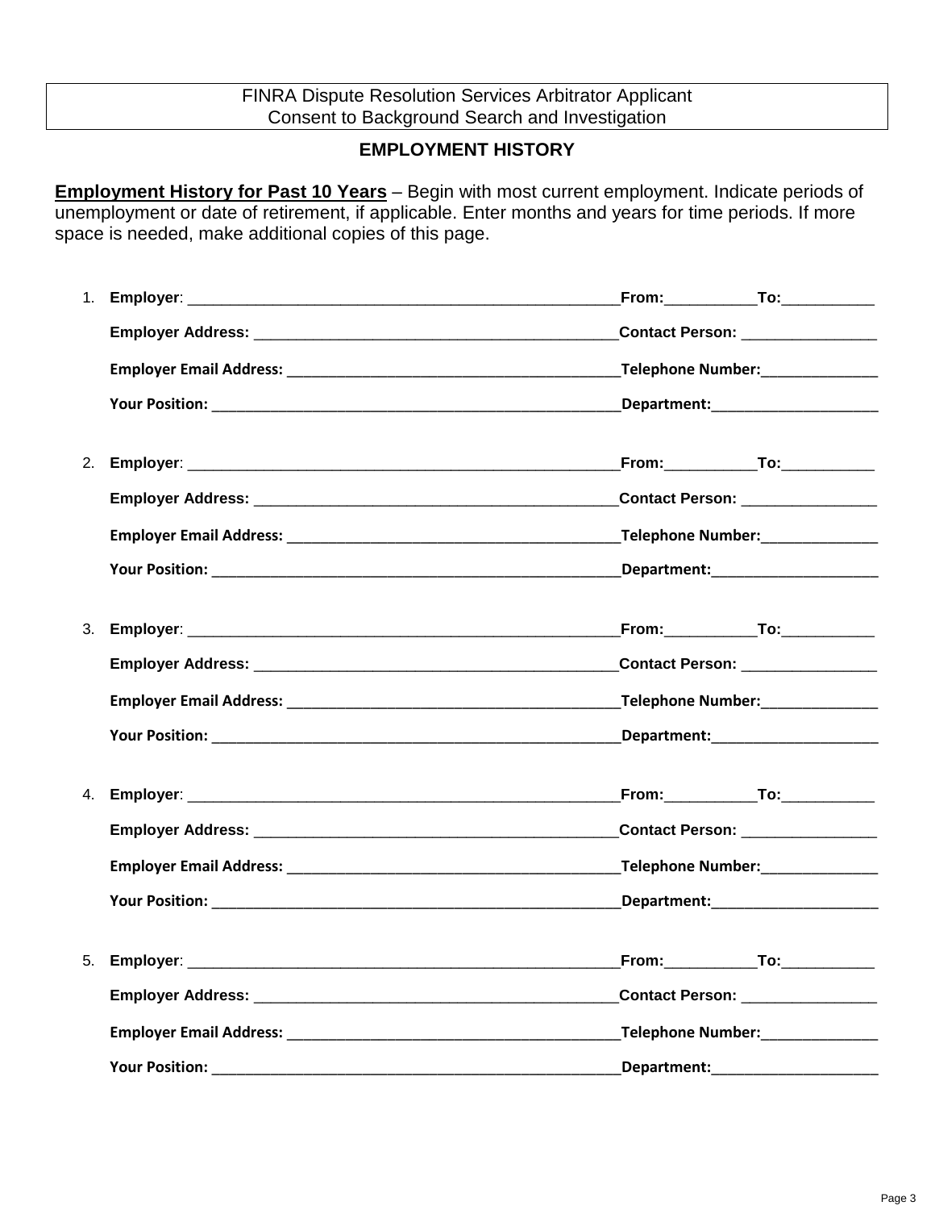FINRA Dispute Resolution Services Arbitrator Applicant
Consent to Background Search and Investigation

## EMPLOYMENT HISTORY

**Employment History for Past 10 Years** – Begin with most current employment. Indicate periods of unemployment or date of retirement, if applicable. Enter months and years for time periods. If more space is needed, make additional copies of this page.

1. **Employer**: ____________________________________________________**From:**___________**To:**___________

   **Employer Address:** ___________________________________________**Contact Person:** ________________

   **Employer Email Address:** ________________________________________**Telephone Number:**______________

   **Your Position:** ________________________________________________**Department:**____________________

2. **Employer**: ____________________________________________________**From:**___________**To:**___________

   **Employer Address:** ___________________________________________**Contact Person:** ________________

   **Employer Email Address:** ________________________________________**Telephone Number:**______________

   **Your Position:** ________________________________________________**Department:**____________________

3. **Employer**: ____________________________________________________**From:**___________**To:**___________

   **Employer Address:** ___________________________________________**Contact Person:** ________________

   **Employer Email Address:** ________________________________________**Telephone Number:**______________

   **Your Position:** ________________________________________________**Department:**____________________

4. **Employer**: ____________________________________________________**From:**___________**To:**___________

   **Employer Address:** ___________________________________________**Contact Person:** ________________

   **Employer Email Address:** ________________________________________**Telephone Number:**______________

   **Your Position:** ________________________________________________**Department:**____________________

5. **Employer**: ____________________________________________________**From:**___________**To:**___________

   **Employer Address:** ___________________________________________**Contact Person:** ________________

   **Employer Email Address:** ________________________________________**Telephone Number:**______________

   **Your Position:** ________________________________________________**Department:**____________________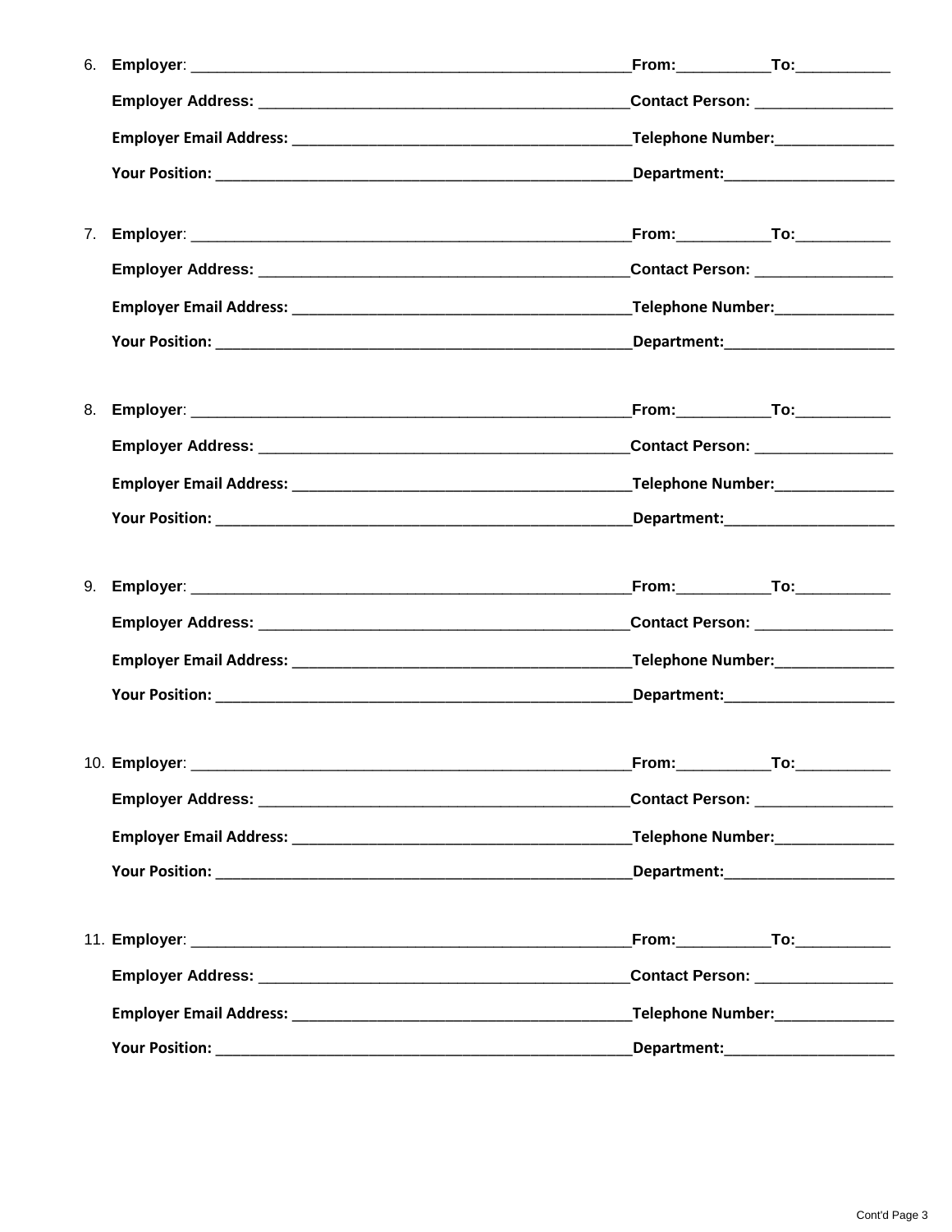6. **Employer**: ______________________________________________________ **From:**___________ **To:**___________

   **Employer Address:** ______________________________________________ **Contact Person:** ________________

   **Employer Email Address:** ________________________________________ **Telephone Number:**______________

   **Your Position:** ___________________________________________________ **Department:**____________________

7. **Employer**: ______________________________________________________ **From:**___________ **To:**___________

   **Employer Address:** ______________________________________________ **Contact Person:** ________________

   **Employer Email Address:** ________________________________________ **Telephone Number:**______________

   **Your Position:** ___________________________________________________ **Department:**____________________

8. **Employer**: ______________________________________________________ **From:**___________ **To:**___________

   **Employer Address:** ______________________________________________ **Contact Person:** ________________

   **Employer Email Address:** ________________________________________ **Telephone Number:**______________

   **Your Position:** ___________________________________________________ **Department:**____________________

9. **Employer**: ______________________________________________________ **From:**___________ **To:**___________

   **Employer Address:** ______________________________________________ **Contact Person:** ________________

   **Employer Email Address:** ________________________________________ **Telephone Number:**______________

   **Your Position:** ___________________________________________________ **Department:**____________________

10. **Employer**: ______________________________________________________ **From:**___________ **To:**___________

    **Employer Address:** ______________________________________________ **Contact Person:** ________________

    **Employer Email Address:** ________________________________________ **Telephone Number:**______________

    **Your Position:** ___________________________________________________ **Department:**____________________

11. **Employer**: ______________________________________________________ **From:**___________ **To:**___________

    **Employer Address:** ______________________________________________ **Contact Person:** ________________

    **Employer Email Address:** ________________________________________ **Telephone Number:**______________

    **Your Position:** ___________________________________________________ **Department:**____________________

Cont'd Page 3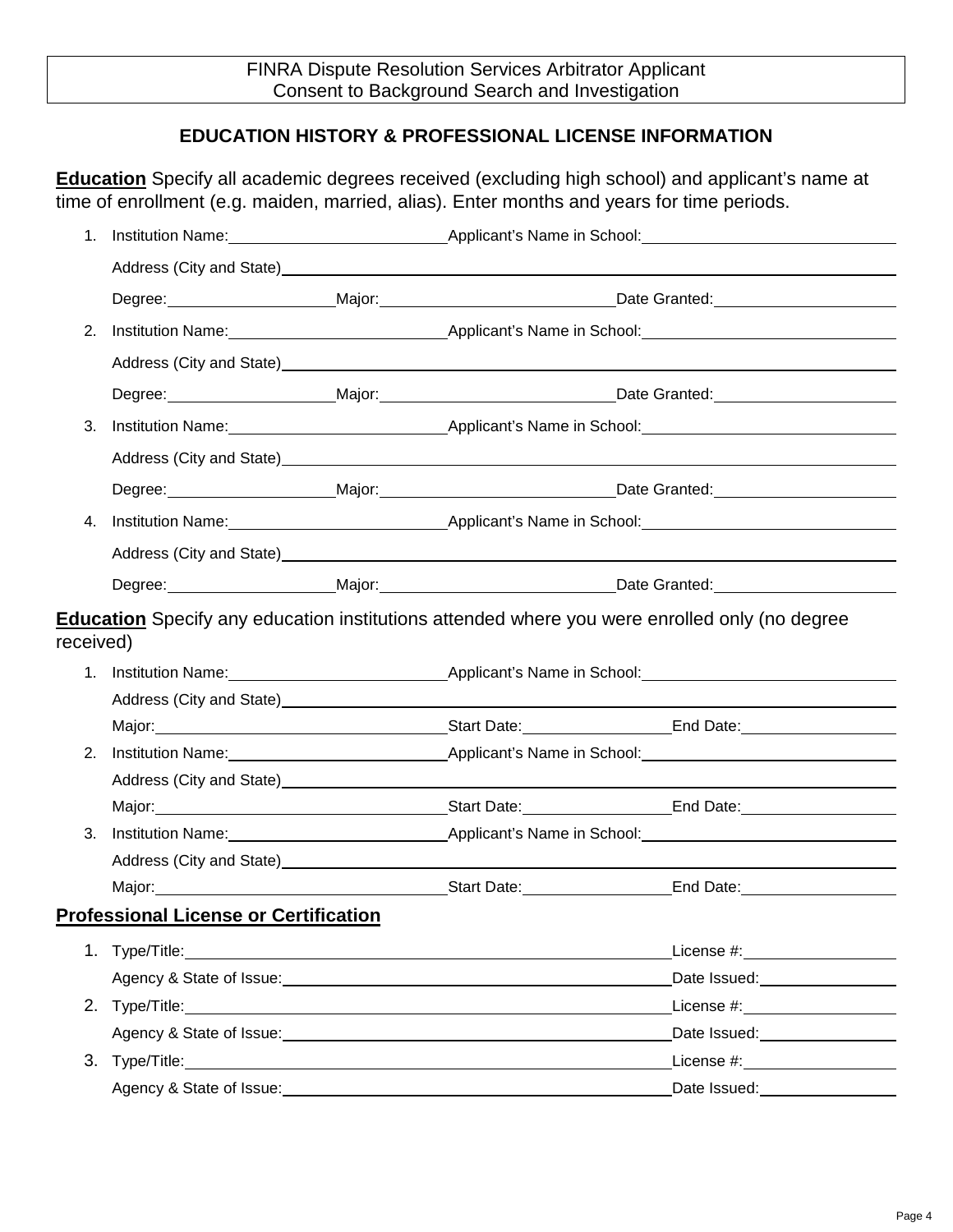FINRA Dispute Resolution Services Arbitrator Applicant
Consent to Background Search and Investigation

## EDUCATION HISTORY & PROFESSIONAL LICENSE INFORMATION

**Education** Specify all academic degrees received (excluding high school) and applicant's name at time of enrollment (e.g. maiden, married, alias). Enter months and years for time periods.

1. Institution Name:\_\_\_\_\_\_\_\_\_\_\_\_\_\_\_\_\_\_\_\_ Applicant's Name in School:\_\_\_\_\_\_\_\_\_\_\_\_\_\_\_\_\_\_\_\_
   Address (City and State)\_\_\_\_\_\_\_\_\_\_\_\_\_\_\_\_\_\_\_\_\_\_\_\_\_\_\_\_\_\_\_\_\_\_\_\_\_\_\_\_
   Degree:\_\_\_\_\_\_\_\_\_\_\_\_\_\_\_\_ Major:\_\_\_\_\_\_\_\_\_\_\_\_\_\_\_\_\_\_\_\_ Date Granted:\_\_\_\_\_\_\_\_\_\_\_\_\_\_\_\_
2. Institution Name:\_\_\_\_\_\_\_\_\_\_\_\_\_\_\_\_\_\_\_\_ Applicant's Name in School:\_\_\_\_\_\_\_\_\_\_\_\_\_\_\_\_\_\_\_\_
   Address (City and State)\_\_\_\_\_\_\_\_\_\_\_\_\_\_\_\_\_\_\_\_\_\_\_\_\_\_\_\_\_\_\_\_\_\_\_\_\_\_\_\_
   Degree:\_\_\_\_\_\_\_\_\_\_\_\_\_\_\_\_ Major:\_\_\_\_\_\_\_\_\_\_\_\_\_\_\_\_\_\_\_\_ Date Granted:\_\_\_\_\_\_\_\_\_\_\_\_\_\_\_\_
3. Institution Name:\_\_\_\_\_\_\_\_\_\_\_\_\_\_\_\_\_\_\_\_ Applicant's Name in School:\_\_\_\_\_\_\_\_\_\_\_\_\_\_\_\_\_\_\_\_
   Address (City and State)\_\_\_\_\_\_\_\_\_\_\_\_\_\_\_\_\_\_\_\_\_\_\_\_\_\_\_\_\_\_\_\_\_\_\_\_\_\_\_\_
   Degree:\_\_\_\_\_\_\_\_\_\_\_\_\_\_\_\_ Major:\_\_\_\_\_\_\_\_\_\_\_\_\_\_\_\_\_\_\_\_ Date Granted:\_\_\_\_\_\_\_\_\_\_\_\_\_\_\_\_
4. Institution Name:\_\_\_\_\_\_\_\_\_\_\_\_\_\_\_\_\_\_\_\_ Applicant's Name in School:\_\_\_\_\_\_\_\_\_\_\_\_\_\_\_\_\_\_\_\_
   Address (City and State)\_\_\_\_\_\_\_\_\_\_\_\_\_\_\_\_\_\_\_\_\_\_\_\_\_\_\_\_\_\_\_\_\_\_\_\_\_\_\_\_
   Degree:\_\_\_\_\_\_\_\_\_\_\_\_\_\_\_\_ Major:\_\_\_\_\_\_\_\_\_\_\_\_\_\_\_\_\_\_\_\_ Date Granted:\_\_\_\_\_\_\_\_\_\_\_\_\_\_\_\_

**Education** Specify any education institutions attended where you were enrolled only (no degree received)

1. Institution Name:\_\_\_\_\_\_\_\_\_\_\_\_\_\_\_\_\_\_\_\_ Applicant's Name in School:\_\_\_\_\_\_\_\_\_\_\_\_\_\_\_\_\_\_\_\_
   Address (City and State)\_\_\_\_\_\_\_\_\_\_\_\_\_\_\_\_\_\_\_\_\_\_\_\_\_\_\_\_\_\_\_\_\_\_\_\_\_\_\_\_
   Major:\_\_\_\_\_\_\_\_\_\_\_\_\_\_\_\_\_\_\_\_\_\_\_\_ Start Date:\_\_\_\_\_\_\_\_\_\_\_\_ End Date:\_\_\_\_\_\_\_\_\_\_\_\_
2. Institution Name:\_\_\_\_\_\_\_\_\_\_\_\_\_\_\_\_\_\_\_\_ Applicant's Name in School:\_\_\_\_\_\_\_\_\_\_\_\_\_\_\_\_\_\_\_\_
   Address (City and State)\_\_\_\_\_\_\_\_\_\_\_\_\_\_\_\_\_\_\_\_\_\_\_\_\_\_\_\_\_\_\_\_\_\_\_\_\_\_\_\_
   Major:\_\_\_\_\_\_\_\_\_\_\_\_\_\_\_\_\_\_\_\_\_\_\_\_ Start Date:\_\_\_\_\_\_\_\_\_\_\_\_ End Date:\_\_\_\_\_\_\_\_\_\_\_\_
3. Institution Name:\_\_\_\_\_\_\_\_\_\_\_\_\_\_\_\_\_\_\_\_ Applicant's Name in School:\_\_\_\_\_\_\_\_\_\_\_\_\_\_\_\_\_\_\_\_
   Address (City and State)\_\_\_\_\_\_\_\_\_\_\_\_\_\_\_\_\_\_\_\_\_\_\_\_\_\_\_\_\_\_\_\_\_\_\_\_\_\_\_\_
   Major:\_\_\_\_\_\_\_\_\_\_\_\_\_\_\_\_\_\_\_\_\_\_\_\_ Start Date:\_\_\_\_\_\_\_\_\_\_\_\_ End Date:\_\_\_\_\_\_\_\_\_\_\_\_

### Professional License or Certification

1. Type/Title:\_\_\_\_\_\_\_\_\_\_\_\_\_\_\_\_\_\_\_\_\_\_\_\_\_\_\_\_\_\_\_\_\_\_\_\_ License #:\_\_\_\_\_\_\_\_\_\_\_\_\_\_
   Agency & State of Issue:\_\_\_\_\_\_\_\_\_\_\_\_\_\_\_\_\_\_\_\_\_\_\_\_\_\_\_\_ Date Issued:\_\_\_\_\_\_\_\_\_\_\_\_
2. Type/Title:\_\_\_\_\_\_\_\_\_\_\_\_\_\_\_\_\_\_\_\_\_\_\_\_\_\_\_\_\_\_\_\_\_\_\_\_ License #:\_\_\_\_\_\_\_\_\_\_\_\_\_\_
   Agency & State of Issue:\_\_\_\_\_\_\_\_\_\_\_\_\_\_\_\_\_\_\_\_\_\_\_\_\_\_\_\_ Date Issued:\_\_\_\_\_\_\_\_\_\_\_\_
3. Type/Title:\_\_\_\_\_\_\_\_\_\_\_\_\_\_\_\_\_\_\_\_\_\_\_\_\_\_\_\_\_\_\_\_\_\_\_\_ License #:\_\_\_\_\_\_\_\_\_\_\_\_\_\_
   Agency & State of Issue:\_\_\_\_\_\_\_\_\_\_\_\_\_\_\_\_\_\_\_\_\_\_\_\_\_\_\_\_ Date Issued:\_\_\_\_\_\_\_\_\_\_\_\_